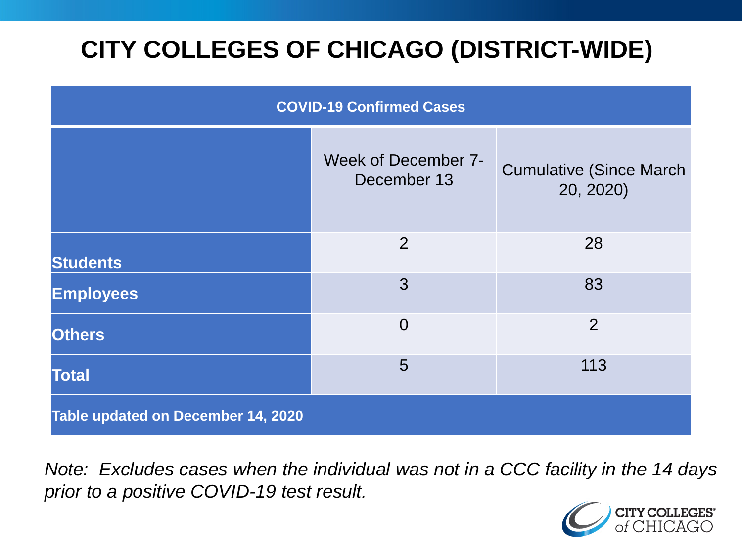# CITY COLLEGES OF CHICAGO (DISTRICT-WIDE)

| COVID-19 Confirmed Cases | | |
|---|---|---|
| | Week of December 7-December 13 | Cumulative (Since March 20, 2020) |
| **Students** | 2 | 28 |
| **Employees** | 3 | 83 |
| **Others** | 0 | 2 |
| **Total** | 5 | 113 |
| **Table updated on December 14, 2020** | | |

*Note: Excludes cases when the individual was not in a CCC facility in the 14 days prior to a positive COVID-19 test result.*

CITY COLLEGES of CHICAGO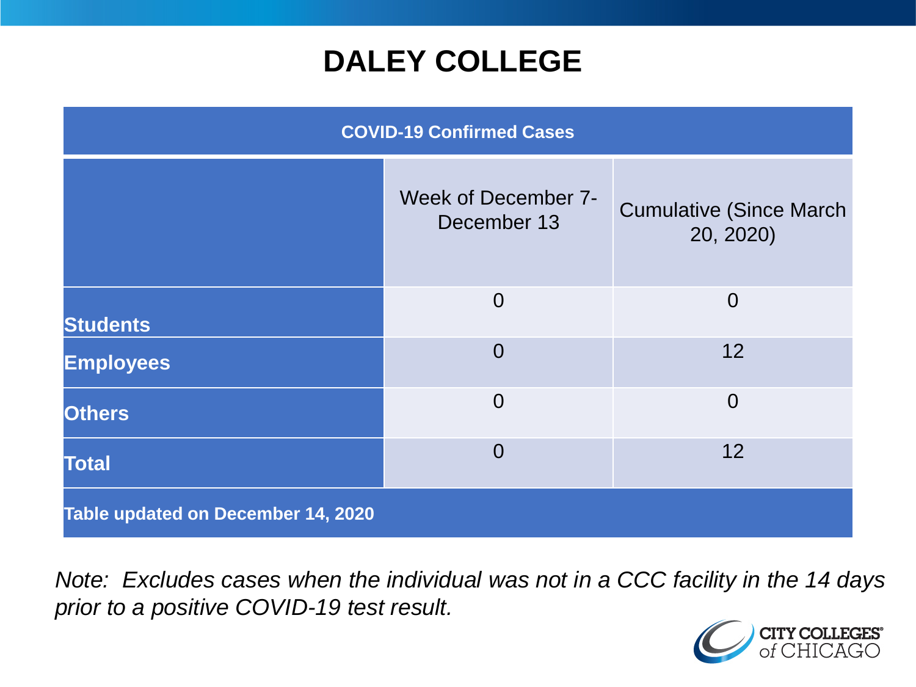# DALEY COLLEGE

| COVID-19 Confirmed Cases | | |
|---|---|---|
| | Week of December 7-December 13 | Cumulative (Since March 20, 2020) |
| **Students** | 0 | 0 |
| **Employees** | 0 | 12 |
| **Others** | 0 | 0 |
| **Total** | 0 | 12 |
| **Table updated on December 14, 2020** | | |

*Note: Excludes cases when the individual was not in a CCC facility in the 14 days prior to a positive COVID-19 test result.*

CITY COLLEGES of CHICAGO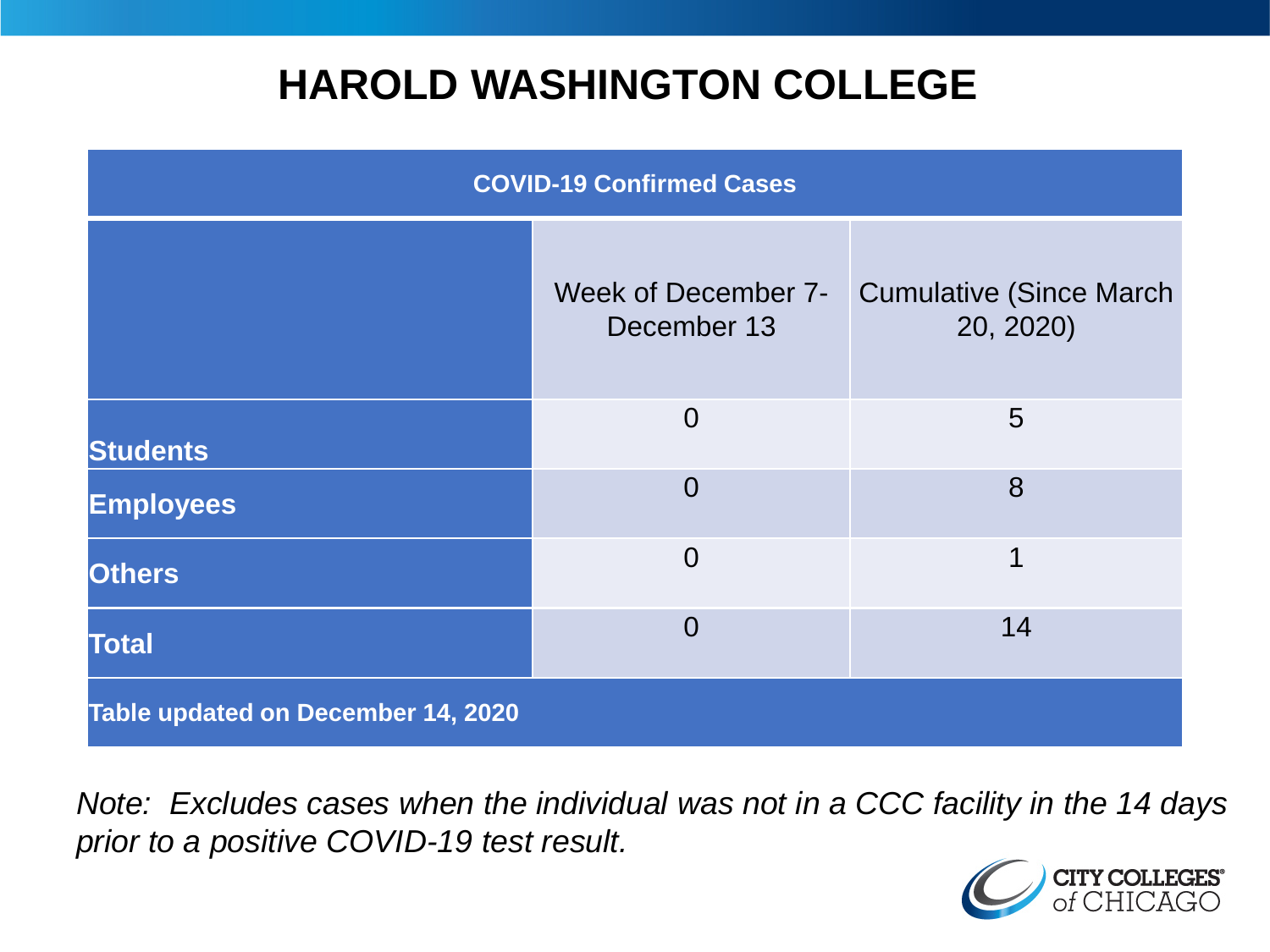# HAROLD WASHINGTON COLLEGE

| COVID-19 Confirmed Cases | | |
|---|---|---|
| | Week of December 7-December 13 | Cumulative (Since March 20, 2020) |
| **Students** | 0 | 5 |
| **Employees** | 0 | 8 |
| **Others** | 0 | 1 |
| **Total** | 0 | 14 |
| **Table updated on December 14, 2020** | | |

*Note: Excludes cases when the individual was not in a CCC facility in the 14 days prior to a positive COVID-19 test result.*

CITY COLLEGES of CHICAGO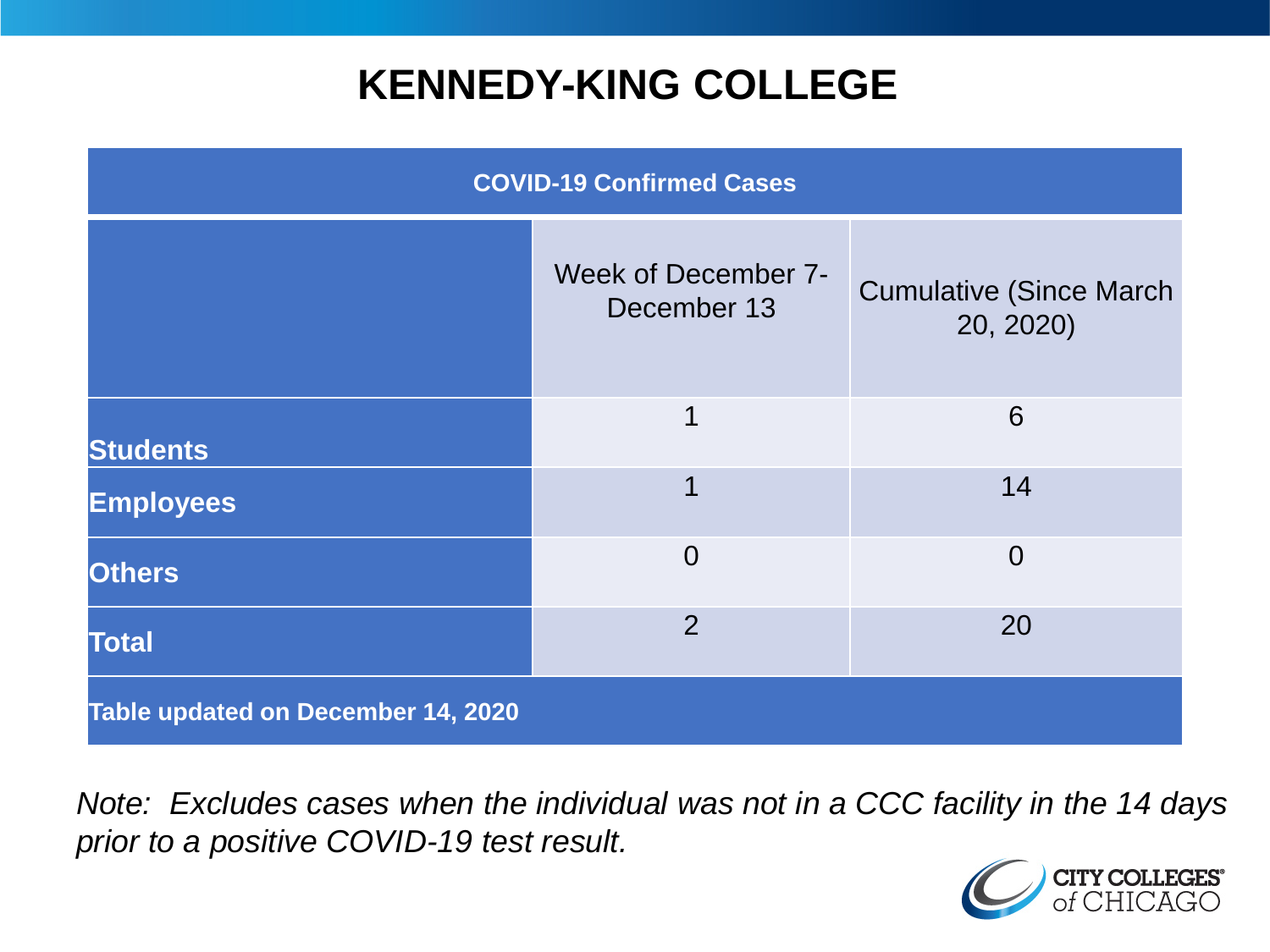# KENNEDY-KING COLLEGE

| COVID-19 Confirmed Cases | | |
|---|---|---|
| | Week of December 7-December 13 | Cumulative (Since March 20, 2020) |
| **Students** | 1 | 6 |
| **Employees** | 1 | 14 |
| **Others** | 0 | 0 |
| **Total** | 2 | 20 |

**Table updated on December 14, 2020**

*Note: Excludes cases when the individual was not in a CCC facility in the 14 days prior to a positive COVID-19 test result.*

CITY COLLEGES of CHICAGO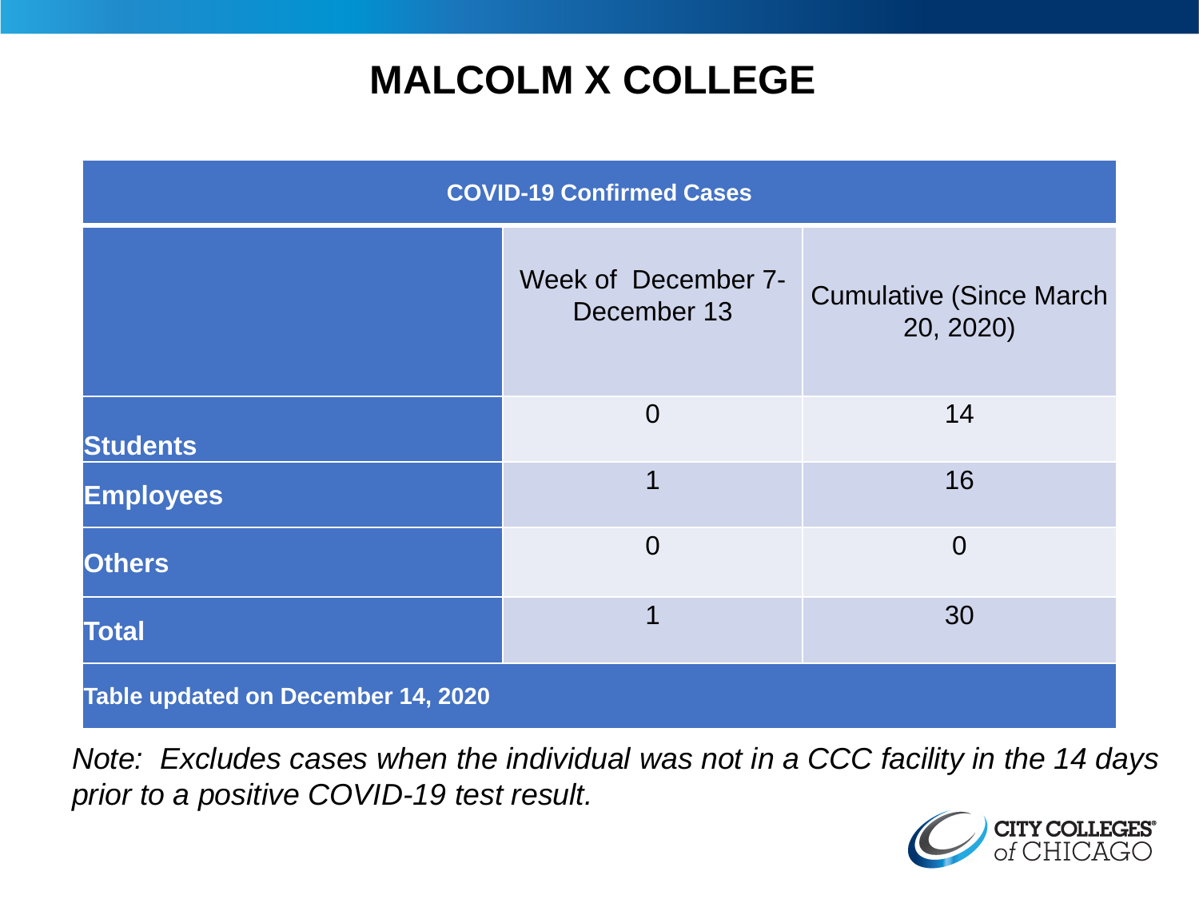# MALCOLM X COLLEGE

| COVID-19 Confirmed Cases | | |
|---|---|---|
| | Week of December 7- December 13 | Cumulative (Since March 20, 2020) |
| **Students** | 0 | 14 |
| **Employees** | 1 | 16 |
| **Others** | 0 | 0 |
| **Total** | 1 | 30 |
| **Table updated on December 14, 2020** | | |

*Note: Excludes cases when the individual was not in a CCC facility in the 14 days prior to a positive COVID-19 test result.*

CITY COLLEGES of CHICAGO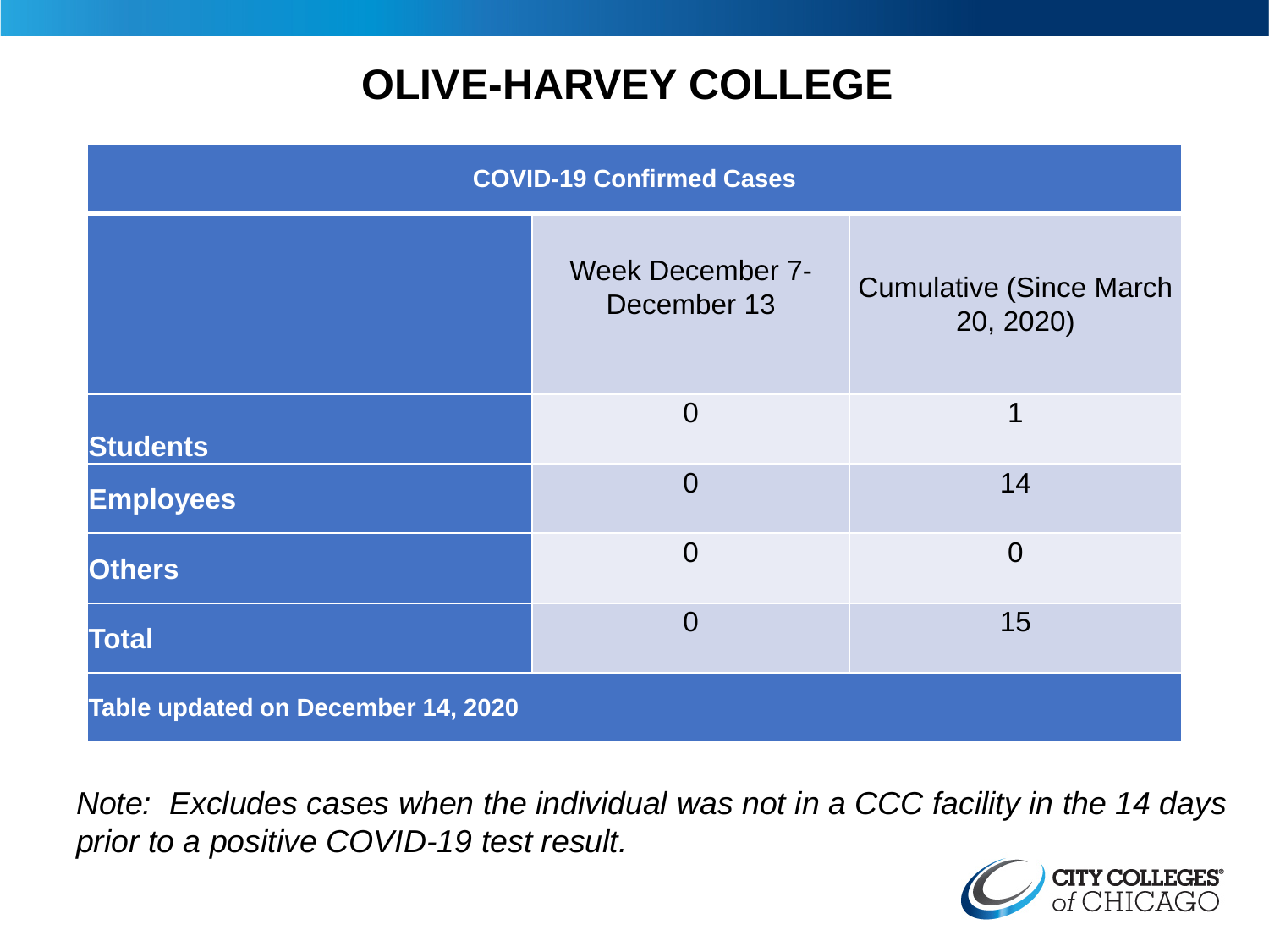# OLIVE-HARVEY COLLEGE

| COVID-19 Confirmed Cases | | |
|---|---|---|
| | Week December 7-December 13 | Cumulative (Since March 20, 2020) |
| **Students** | 0 | 1 |
| **Employees** | 0 | 14 |
| **Others** | 0 | 0 |
| **Total** | 0 | 15 |
| **Table updated on December 14, 2020** | | |

*Note: Excludes cases when the individual was not in a CCC facility in the 14 days prior to a positive COVID-19 test result.*

CITY COLLEGES of CHICAGO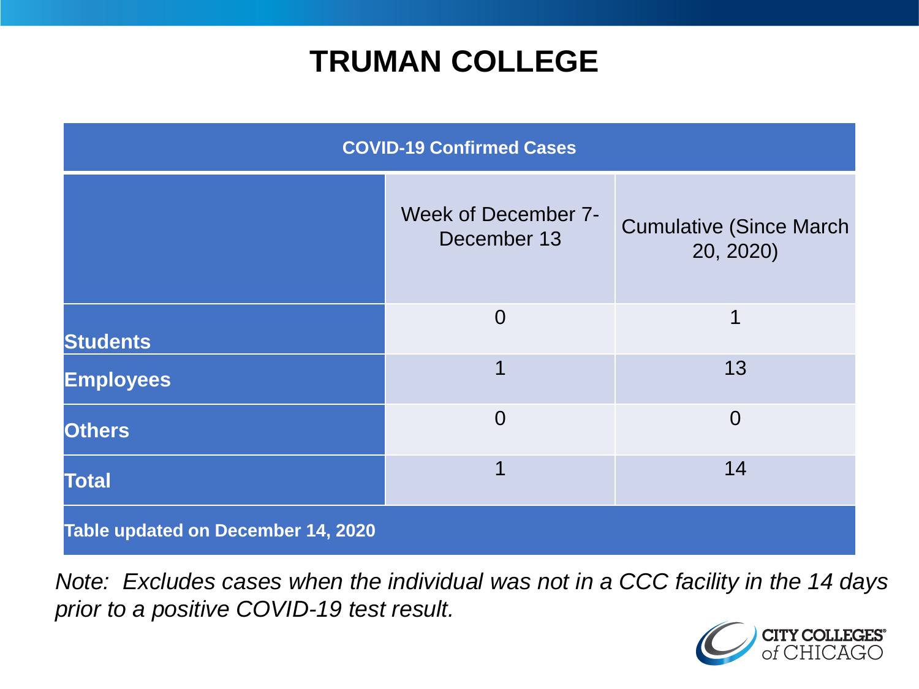# TRUMAN COLLEGE

| COVID-19 Confirmed Cases | | |
|---|---|---|
| | Week of December 7-December 13 | Cumulative (Since March 20, 2020) |
| **Students** | 0 | 1 |
| **Employees** | 1 | 13 |
| **Others** | 0 | 0 |
| **Total** | 1 | 14 |
| **Table updated on December 14, 2020** | | |

*Note: Excludes cases when the individual was not in a CCC facility in the 14 days prior to a positive COVID-19 test result.*

CITY COLLEGES of CHICAGO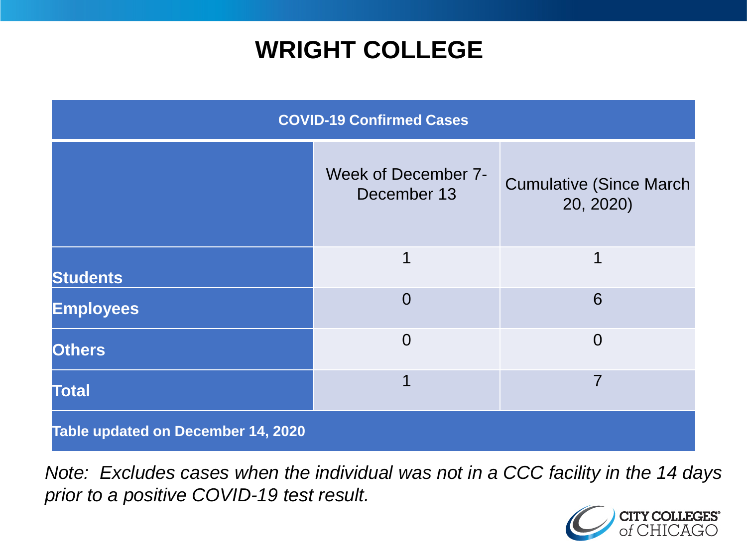# WRIGHT COLLEGE

| COVID-19 Confirmed Cases | | |
|---|---|---|
| | Week of December 7- December 13 | Cumulative (Since March 20, 2020) |
| **Students** | 1 | 1 |
| **Employees** | 0 | 6 |
| **Others** | 0 | 0 |
| **Total** | 1 | 7 |
| **Table updated on December 14, 2020** | | |

*Note: Excludes cases when the individual was not in a CCC facility in the 14 days prior to a positive COVID-19 test result.*

CITY COLLEGES of CHICAGO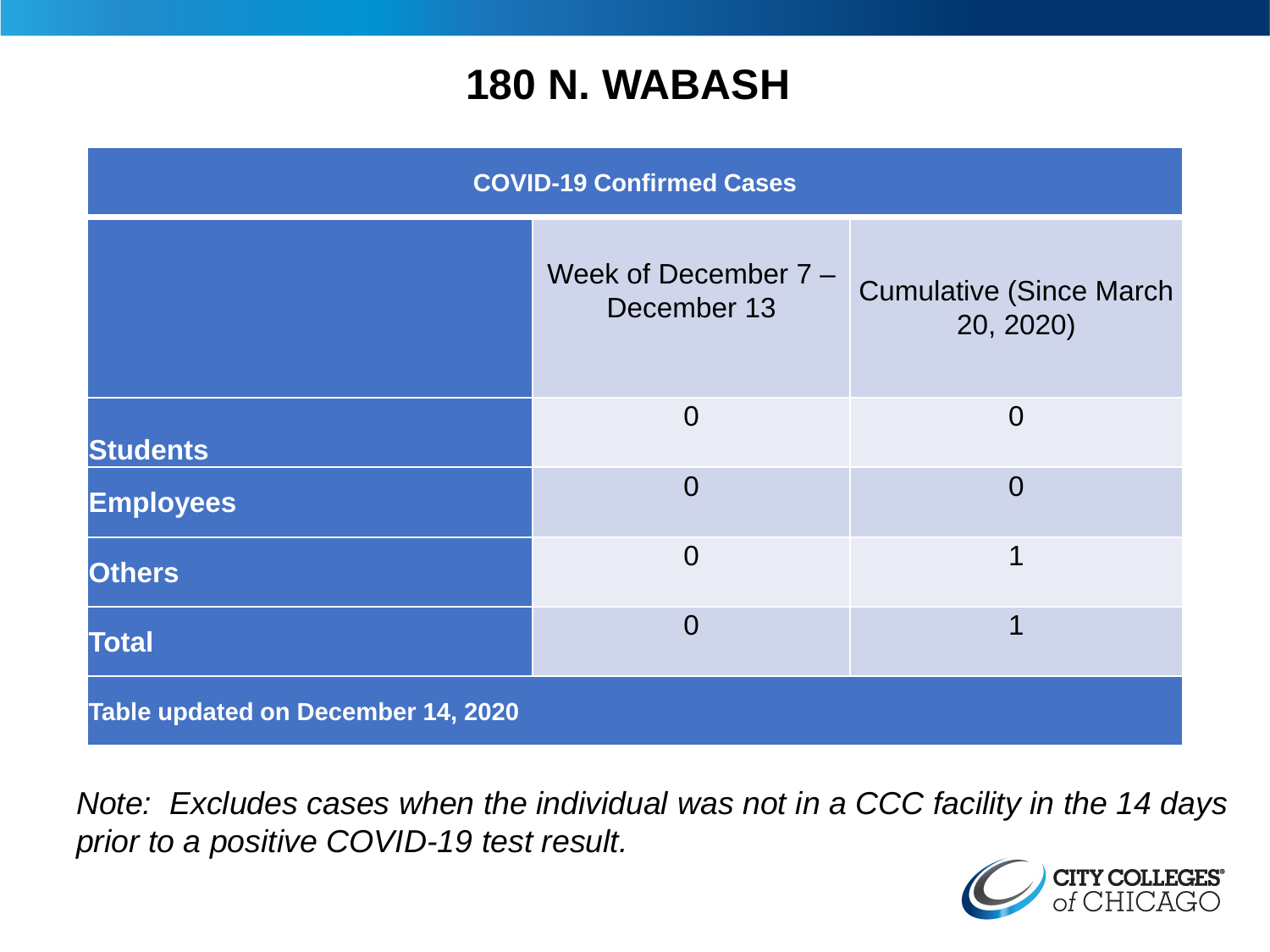# 180 N. WABASH

| COVID-19 Confirmed Cases | | |
|---|---|---|
| | Week of December 7 – December 13 | Cumulative (Since March 20, 2020) |
| **Students** | 0 | 0 |
| **Employees** | 0 | 0 |
| **Others** | 0 | 1 |
| **Total** | 0 | 1 |
| **Table updated on December 14, 2020** | | |

*Note: Excludes cases when the individual was not in a CCC facility in the 14 days prior to a positive COVID-19 test result.*